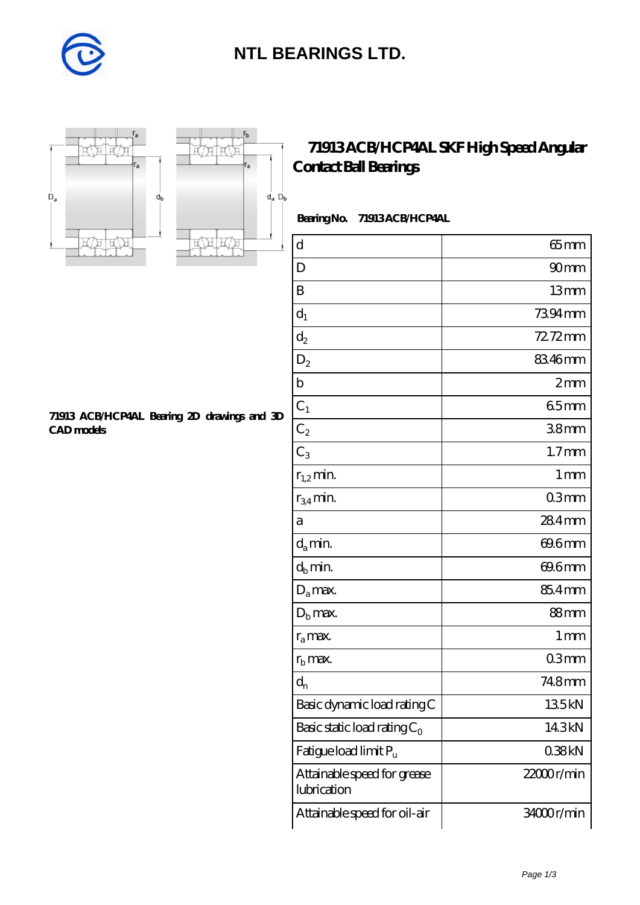# NTL BEARINGS LTD.

## 71913 ACB/HCP4AL SKF High Speed Angular Contact Ball Bearings

**Bearing No. 71913 ACB/HCP4AL**

**71913 ACB/HCP4AL Bearing 2D drawings and 3D CAD models**

| | |
|---|---|
| d | 65 mm |
| D | 90 mm |
| B | 13 mm |
| $d_1$ | 73.94 mm |
| $d_2$ | 72.72 mm |
| $D_2$ | 83.46 mm |
| b | 2 mm |
| $C_1$ | 6.5 mm |
| $C_2$ | 3.8 mm |
| $C_3$ | 1.7 mm |
| $r_{1,2}$ min. | 1 mm |
| $r_{3,4}$ min. | 0.3 mm |
| a | 28.4 mm |
| $d_a$ min. | 69.6 mm |
| $d_b$ min. | 69.6 mm |
| $D_a$ max. | 85.4 mm |
| $D_b$ max. | 88 mm |
| $r_a$ max. | 1 mm |
| $r_b$ max. | 0.3 mm |
| $d_n$ | 74.8 mm |
| Basic dynamic load rating C | 13.5 kN |
| Basic static load rating $C_0$ | 14.3 kN |
| Fatigue load limit $P_u$ | 0.38 kN |
| Attainable speed for grease lubrication | 22000 r/min |
| Attainable speed for oil-air | 34000 r/min |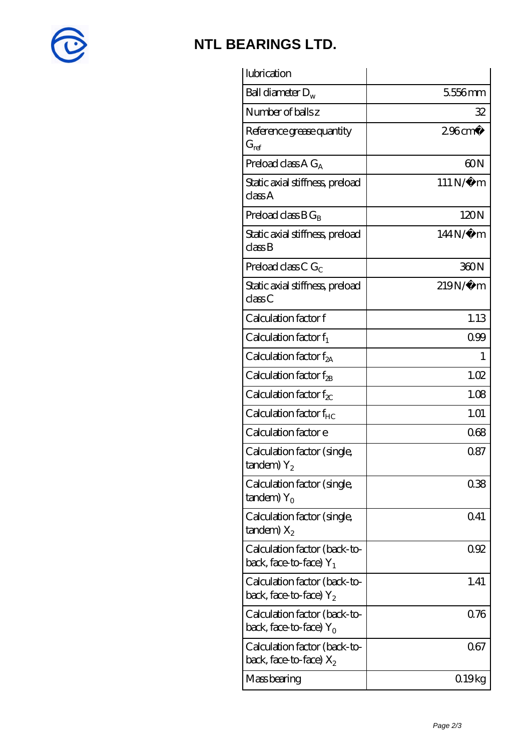# NTL BEARINGS LTD.

| lubrication | |
|---|---|
| Ball diameter $D_w$ | 5.556 mm |
| Number of balls z | 32 |
| Reference grease quantity $G_{ref}$ | 2.96 cm� |
| Preload class A $G_A$ | 60 N |
| Static axial stiffness, preload class A | 111 N/�m |
| Preload class B $G_B$ | 120 N |
| Static axial stiffness, preload class B | 144 N/�m |
| Preload class C $G_C$ | 360 N |
| Static axial stiffness, preload class C | 219 N/�m |
| Calculation factor f | 1.13 |
| Calculation factor $f_1$ | 0.99 |
| Calculation factor $f_{2A}$ | 1 |
| Calculation factor $f_{2B}$ | 1.02 |
| Calculation factor $f_{2C}$ | 1.08 |
| Calculation factor $f_{HC}$ | 1.01 |
| Calculation factor e | 0.68 |
| Calculation factor (single, tandem) $Y_2$ | 0.87 |
| Calculation factor (single, tandem) $Y_0$ | 0.38 |
| Calculation factor (single, tandem) $X_2$ | 0.41 |
| Calculation factor (back-to-back, face-to-face) $Y_1$ | 0.92 |
| Calculation factor (back-to-back, face-to-face) $Y_2$ | 1.41 |
| Calculation factor (back-to-back, face-to-face) $Y_0$ | 0.76 |
| Calculation factor (back-to-back, face-to-face) $X_2$ | 0.67 |
| Mass bearing | 0.19 kg |